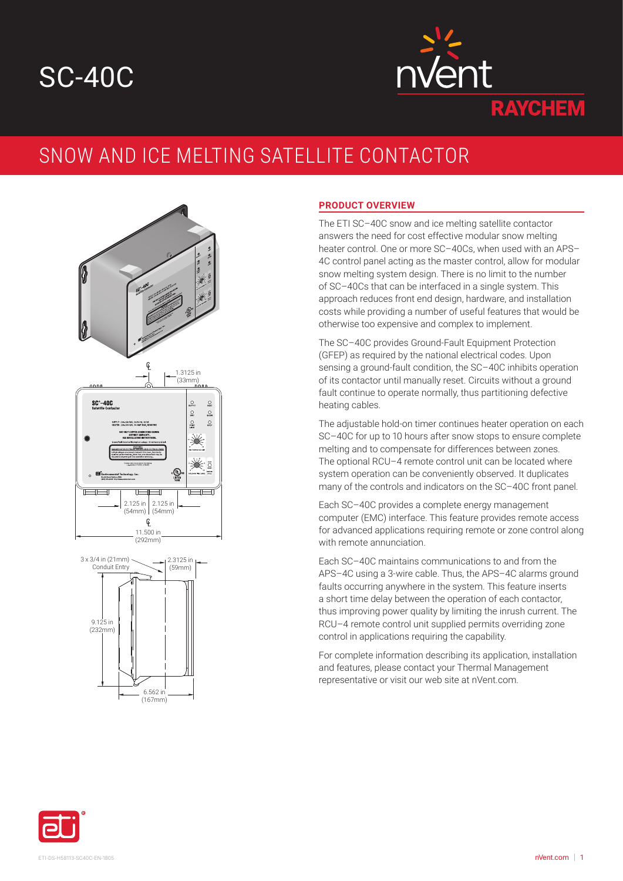# SC-40C

## SNOW AND ICE MELTING SATELLITE CONTACTOR

### PRODUCT OVERVIEW

The ETI SC–40C snow and ice melting satellite contactor answers the need for cost effective modular snow melting heater control. One or more SC–40Cs, when used with an APS–4C control panel acting as the master control, allow for modular snow melting system design. There is no limit to the number of SC–40Cs that can be interfaced in a single system. This approach reduces front end design, hardware, and installation costs while providing a number of useful features that would be otherwise too expensive and complex to implement.

The SC–40C provides Ground-Fault Equipment Protection (GFEP) as required by the national electrical codes. Upon sensing a ground-fault condition, the SC–40C inhibits operation of its contactor until manually reset. Circuits without a ground fault continue to operate normally, thus partitioning defective heating cables.

The adjustable hold-on timer continues heater operation on each SC–40C for up to 10 hours after snow stops to ensure complete melting and to compensate for differences between zones. The optional RCU–4 remote control unit can be located where system operation can be conveniently observed. It duplicates many of the controls and indicators on the SC–40C front panel.

Each SC–40C provides a complete energy management computer (EMC) interface. This feature provides remote access for advanced applications requiring remote or zone control along with remote annunciation.

Each SC–40C maintains communications to and from the APS–4C using a 3-wire cable. Thus, the APS–4C alarms ground faults occurring anywhere in the system. This feature inserts a short time delay between the operation of each contactor, thus improving power quality by limiting the inrush current. The RCU–4 remote control unit supplied permits overriding zone control in applications requiring the capability.

For complete information describing its application, installation and features, please contact your Thermal Management representative or visit our web site at nVent.com.

1.3125 in (33mm)

2.125 in (54mm) | 2.125 in (54mm)

11.500 in (292mm)

3 x 3/4 in (21mm) Conduit Entry

2.3125 in (59mm)

9.125 in (232mm)

6.562 in (167mm)

ETI-DS-H58113-SC40C-EN-1805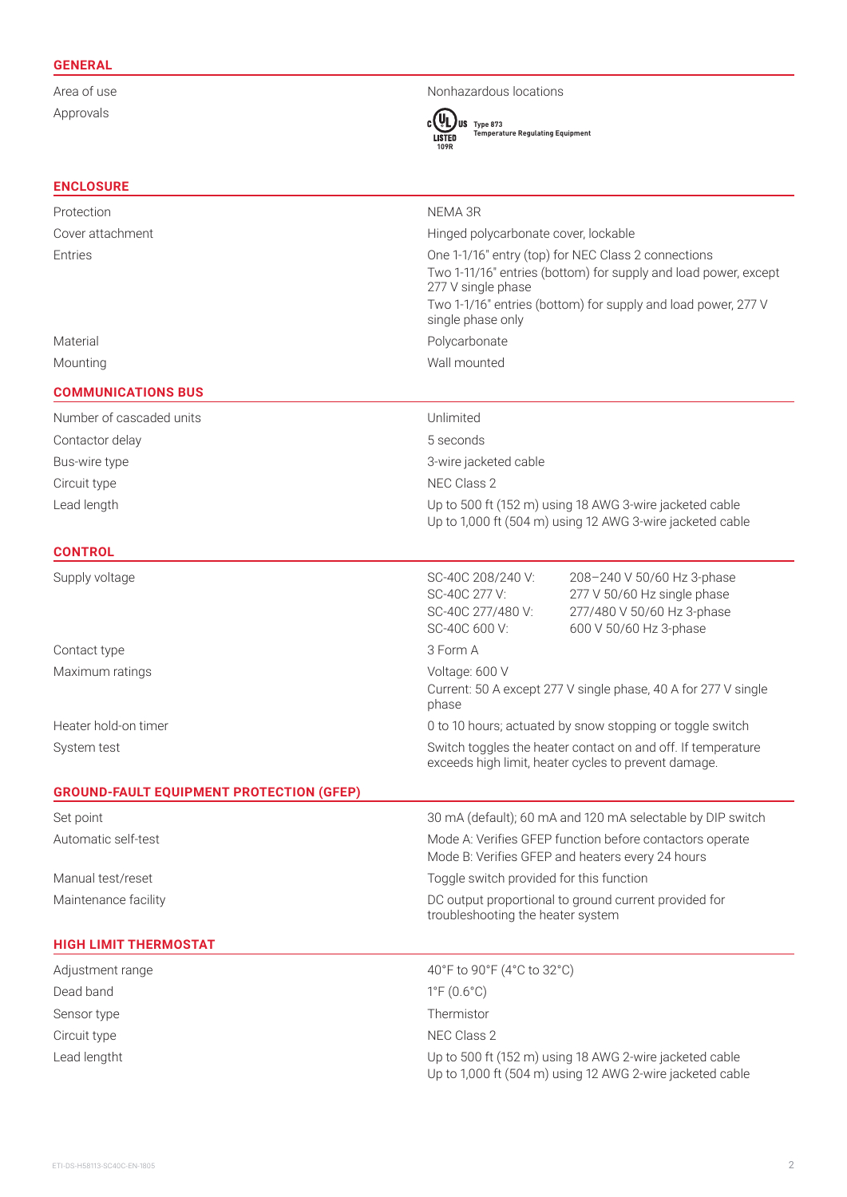## GENERAL

| | |
|---|---|
| Area of use | Nonhazardous locations |
| Approvals | c UL us LISTED 109R Type 873 Temperature Regulating Equipment |

## ENCLOSURE

| | |
|---|---|
| Protection | NEMA 3R |
| Cover attachment | Hinged polycarbonate cover, lockable |
| Entries | One 1-1/16" entry (top) for NEC Class 2 connections<br>Two 1-11/16" entries (bottom) for supply and load power, except 277 V single phase<br>Two 1-1/16" entries (bottom) for supply and load power, 277 V single phase only |
| Material | Polycarbonate |
| Mounting | Wall mounted |

## COMMUNICATIONS BUS

| | |
|---|---|
| Number of cascaded units | Unlimited |
| Contactor delay | 5 seconds |
| Bus-wire type | 3-wire jacketed cable |
| Circuit type | NEC Class 2 |
| Lead length | Up to 500 ft (152 m) using 18 AWG 3-wire jacketed cable<br>Up to 1,000 ft (504 m) using 12 AWG 3-wire jacketed cable |

## CONTROL

| | | |
|---|---|---|
| Supply voltage | SC-40C 208/240 V: | 208–240 V 50/60 Hz 3-phase |
| | SC-40C 277 V: | 277 V 50/60 Hz single phase |
| | SC-40C 277/480 V: | 277/480 V 50/60 Hz 3-phase |
| | SC-40C 600 V: | 600 V 50/60 Hz 3-phase |
| Contact type | 3 Form A | |
| Maximum ratings | Voltage: 600 V<br>Current: 50 A except 277 V single phase, 40 A for 277 V single phase | |
| Heater hold-on timer | 0 to 10 hours; actuated by snow stopping or toggle switch | |
| System test | Switch toggles the heater contact on and off. If temperature exceeds high limit, heater cycles to prevent damage. | |

## GROUND-FAULT EQUIPMENT PROTECTION (GFEP)

| | |
|---|---|
| Set point | 30 mA (default); 60 mA and 120 mA selectable by DIP switch |
| Automatic self-test | Mode A: Verifies GFEP function before contactors operate<br>Mode B: Verifies GFEP and heaters every 24 hours |
| Manual test/reset | Toggle switch provided for this function |
| Maintenance facility | DC output proportional to ground current provided for troubleshooting the heater system |

## HIGH LIMIT THERMOSTAT

| | |
|---|---|
| Adjustment range | 40°F to 90°F (4°C to 32°C) |
| Dead band | 1°F (0.6°C) |
| Sensor type | Thermistor |
| Circuit type | NEC Class 2 |
| Lead lengtht | Up to 500 ft (152 m) using 18 AWG 2-wire jacketed cable<br>Up to 1,000 ft (504 m) using 12 AWG 2-wire jacketed cable |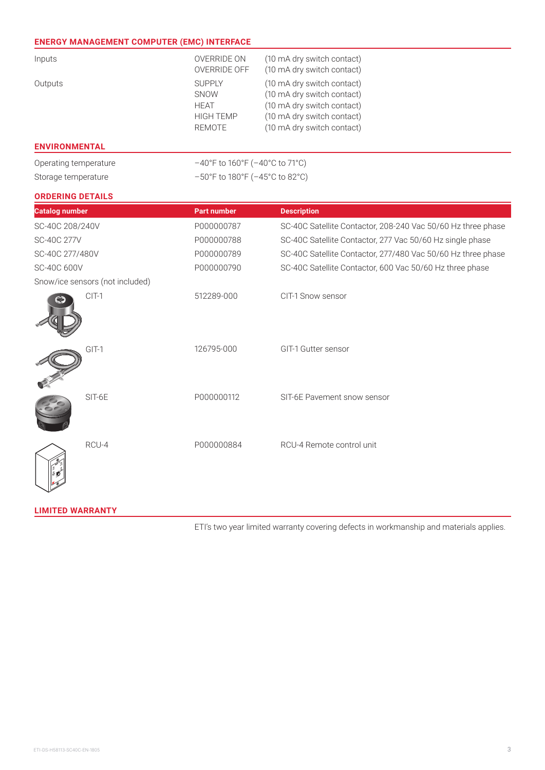## ENERGY MANAGEMENT COMPUTER (EMC) INTERFACE

| | | |
|---|---|---|
| Inputs | OVERRIDE ON | (10 mA dry switch contact) |
| | OVERRIDE OFF | (10 mA dry switch contact) |
| Outputs | SUPPLY | (10 mA dry switch contact) |
| | SNOW | (10 mA dry switch contact) |
| | HEAT | (10 mA dry switch contact) |
| | HIGH TEMP | (10 mA dry switch contact) |
| | REMOTE | (10 mA dry switch contact) |

## ENVIRONMENTAL

| | |
|---|---|
| Operating temperature | –40°F to 160°F (–40°C to 71°C) |
| Storage temperature | –50°F to 180°F (–45°C to 82°C) |

## ORDERING DETAILS

| Catalog number | Part number | Description |
|---|---|---|
| SC-40C 208/240V | P000000787 | SC-40C Satellite Contactor, 208-240 Vac 50/60 Hz three phase |
| SC-40C 277V | P000000788 | SC-40C Satellite Contactor, 277 Vac 50/60 Hz single phase |
| SC-40C 277/480V | P000000789 | SC-40C Satellite Contactor, 277/480 Vac 50/60 Hz three phase |
| SC-40C 600V | P000000790 | SC-40C Satellite Contactor, 600 Vac 50/60 Hz three phase |
| Snow/ice sensors (not included) | | |
| CIT-1 | 512289-000 | CIT-1 Snow sensor |
| GIT-1 | 126795-000 | GIT-1 Gutter sensor |
| SIT-6E | P000000112 | SIT-6E Pavement snow sensor |
| RCU-4 | P000000884 | RCU-4 Remote control unit |

## LIMITED WARRANTY

ETI's two year limited warranty covering defects in workmanship and materials applies.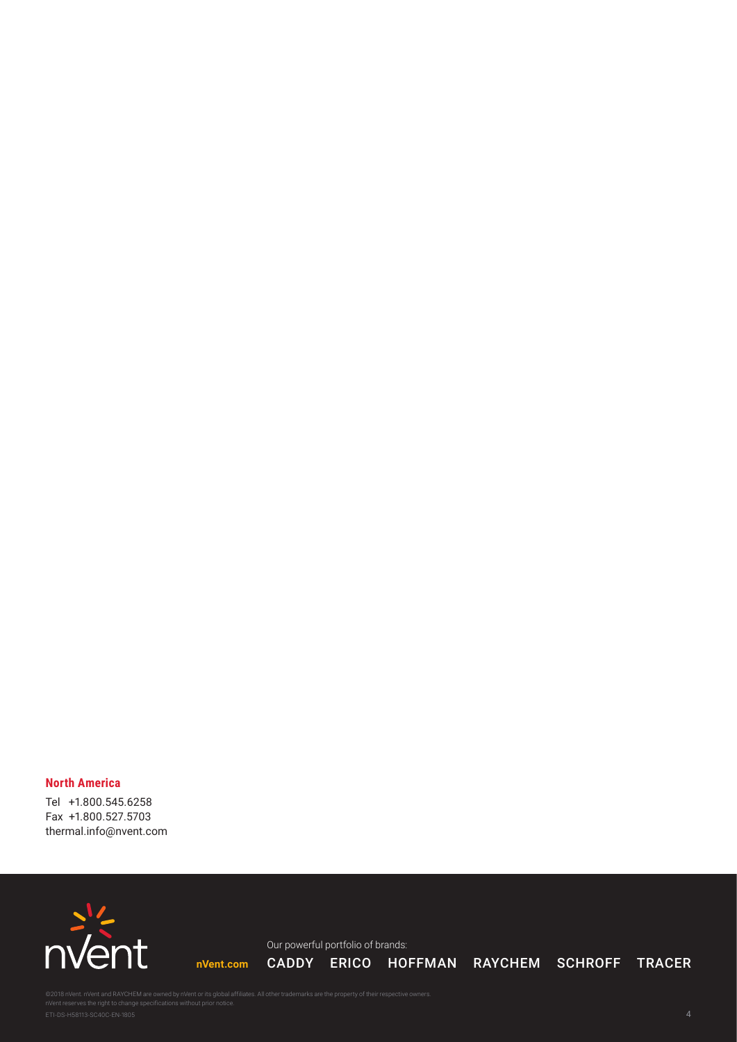**North America**

Tel +1.800.545.6258
Fax +1.800.527.5703
thermal.info@nvent.com

nVent

Our powerful portfolio of brands:

**nVent.com** CADDY ERICO HOFFMAN RAYCHEM SCHROFF TRACER

©2018 nVent. nVent and RAYCHEM are owned by nVent or its global affiliates. All other trademarks are the property of their respective owners.
nVent reserves the right to change specifications without prior notice.

ETI-DS-H58113-SC40C-EN-1805